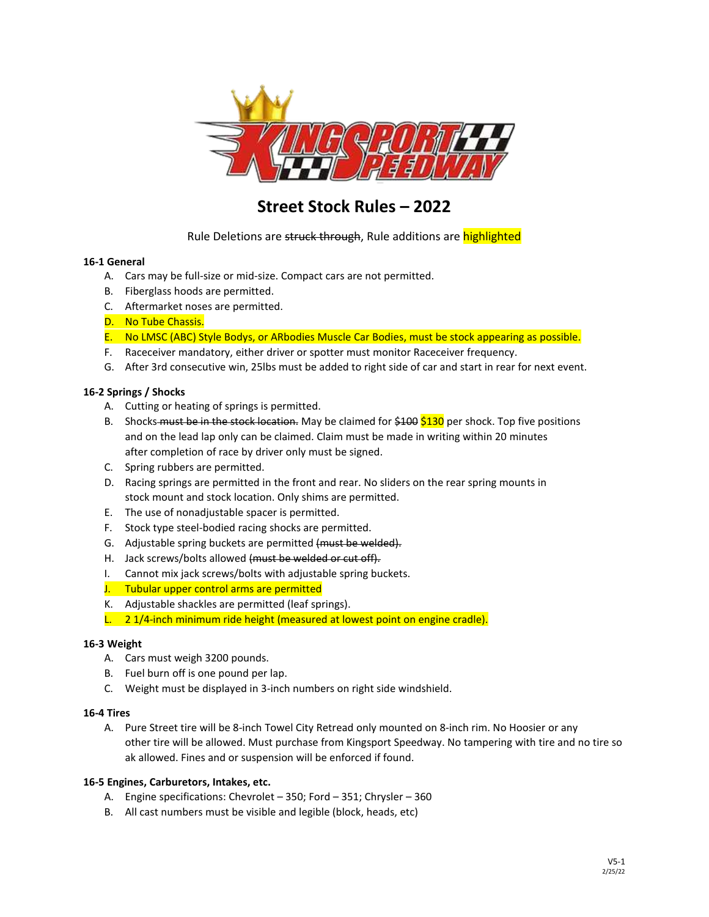# Street Stock Rules – 2022

Rule Deletions are ~~struck through~~, Rule additions are highlighted

### 16-1 General

A. Cars may be full-size or mid-size. Compact cars are not permitted.
B. Fiberglass hoods are permitted.
C. Aftermarket noses are permitted.
D. No Tube Chassis.
E. No LMSC (ABC) Style Bodys, or ARbodies Muscle Car Bodies, must be stock appearing as possible.
F. Raceceiver mandatory, either driver or spotter must monitor Raceceiver frequency.
G. After 3rd consecutive win, 25lbs must be added to right side of car and start in rear for next event.

### 16-2 Springs / Shocks

A. Cutting or heating of springs is permitted.
B. Shocks ~~must be in the stock location.~~ May be claimed for ~~$100~~ $130 per shock. Top five positions and on the lead lap only can be claimed. Claim must be made in writing within 20 minutes after completion of race by driver only must be signed.
C. Spring rubbers are permitted.
D. Racing springs are permitted in the front and rear. No sliders on the rear spring mounts in stock mount and stock location. Only shims are permitted.
E. The use of nonadjustable spacer is permitted.
F. Stock type steel-bodied racing shocks are permitted.
G. Adjustable spring buckets are permitted ~~(must be welded).~~
H. Jack screws/bolts allowed ~~(must be welded or cut off).~~
I. Cannot mix jack screws/bolts with adjustable spring buckets.
J. Tubular upper control arms are permitted
K. Adjustable shackles are permitted (leaf springs).
L. 2 1/4-inch minimum ride height (measured at lowest point on engine cradle).

### 16-3 Weight

A. Cars must weigh 3200 pounds.
B. Fuel burn off is one pound per lap.
C. Weight must be displayed in 3-inch numbers on right side windshield.

### 16-4 Tires

A. Pure Street tire will be 8-inch Towel City Retread only mounted on 8-inch rim. No Hoosier or any other tire will be allowed. Must purchase from Kingsport Speedway. No tampering with tire and no tire so ak allowed. Fines and or suspension will be enforced if found.

### 16-5 Engines, Carburetors, Intakes, etc.

A. Engine specifications: Chevrolet – 350; Ford – 351; Chrysler – 360
B. All cast numbers must be visible and legible (block, heads, etc)

V5-1
2/25/22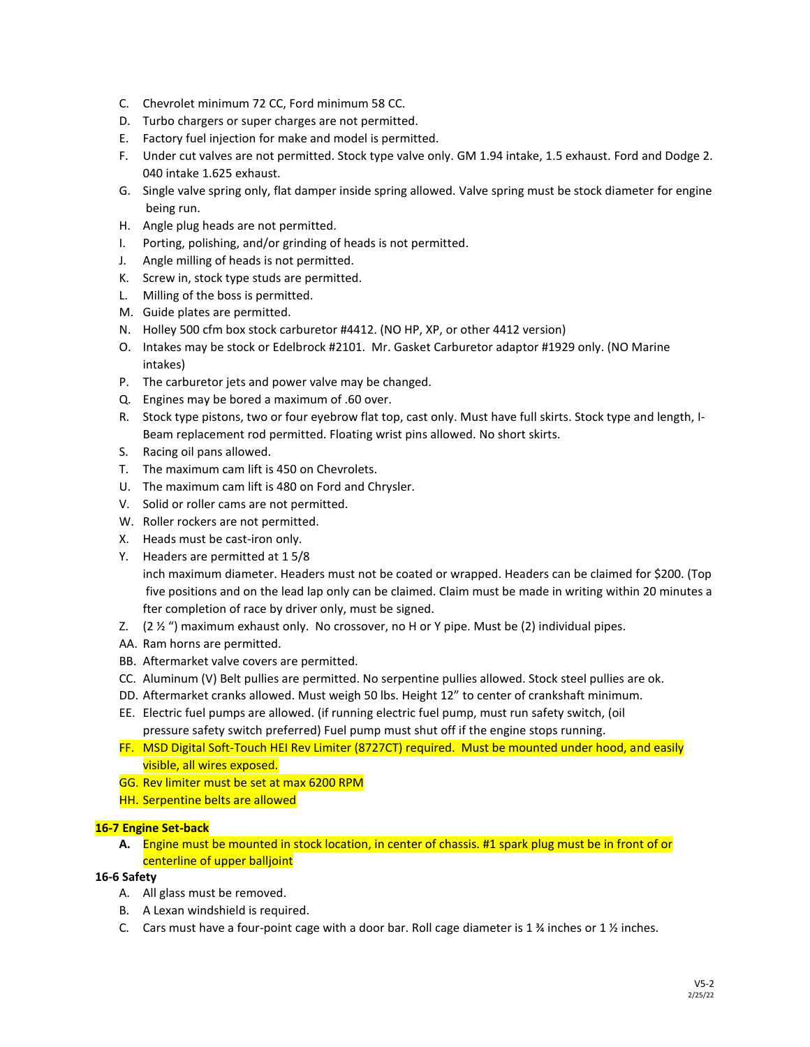C. Chevrolet minimum 72 CC, Ford minimum 58 CC.
D. Turbo chargers or super charges are not permitted.
E. Factory fuel injection for make and model is permitted.
F. Under cut valves are not permitted. Stock type valve only. GM 1.94 intake, 1.5 exhaust. Ford and Dodge 2. 040 intake 1.625 exhaust.
G. Single valve spring only, flat damper inside spring allowed. Valve spring must be stock diameter for engine being run.
H. Angle plug heads are not permitted.
I. Porting, polishing, and/or grinding of heads is not permitted.
J. Angle milling of heads is not permitted.
K. Screw in, stock type studs are permitted.
L. Milling of the boss is permitted.
M. Guide plates are permitted.
N. Holley 500 cfm box stock carburetor #4412. (NO HP, XP, or other 4412 version)
O. Intakes may be stock or Edelbrock #2101. Mr. Gasket Carburetor adaptor #1929 only. (NO Marine intakes)
P. The carburetor jets and power valve may be changed.
Q. Engines may be bored a maximum of .60 over.
R. Stock type pistons, two or four eyebrow flat top, cast only. Must have full skirts. Stock type and length, I-Beam replacement rod permitted. Floating wrist pins allowed. No short skirts.
S. Racing oil pans allowed.
T. The maximum cam lift is 450 on Chevrolets.
U. The maximum cam lift is 480 on Ford and Chrysler.
V. Solid or roller cams are not permitted.
W. Roller rockers are not permitted.
X. Heads must be cast-iron only.
Y. Headers are permitted at 1 5/8 inch maximum diameter. Headers must not be coated or wrapped. Headers can be claimed for $200. (Top five positions and on the lead lap only can be claimed. Claim must be made in writing within 20 minutes a fter completion of race by driver only, must be signed.
Z. (2 ½ ") maximum exhaust only. No crossover, no H or Y pipe. Must be (2) individual pipes.
AA. Ram horns are permitted.
BB. Aftermarket valve covers are permitted.
CC. Aluminum (V) Belt pullies are permitted. No serpentine pullies allowed. Stock steel pullies are ok.
DD. Aftermarket cranks allowed. Must weigh 50 lbs. Height 12" to center of crankshaft minimum.
EE. Electric fuel pumps are allowed. (if running electric fuel pump, must run safety switch, (oil pressure safety switch preferred) Fuel pump must shut off if the engine stops running.
FF. MSD Digital Soft-Touch HEI Rev Limiter (8727CT) required. Must be mounted under hood, and easily visible, all wires exposed.
GG. Rev limiter must be set at max 6200 RPM
HH. Serpentine belts are allowed

**16-7 Engine Set-back**

**A.** Engine must be mounted in stock location, in center of chassis. #1 spark plug must be in front of or centerline of upper balljoint

**16-6 Safety**

A. All glass must be removed.
B. A Lexan windshield is required.
C. Cars must have a four-point cage with a door bar. Roll cage diameter is 1 ¾ inches or 1 ½ inches.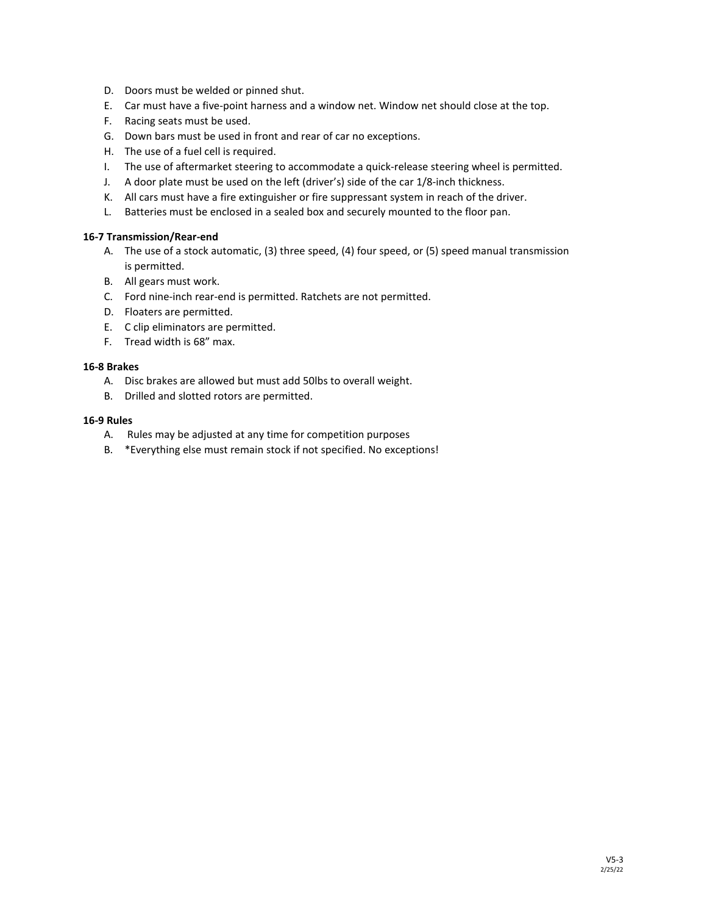D. Doors must be welded or pinned shut.
E. Car must have a five-point harness and a window net. Window net should close at the top.
F. Racing seats must be used.
G. Down bars must be used in front and rear of car no exceptions.
H. The use of a fuel cell is required.
I. The use of aftermarket steering to accommodate a quick-release steering wheel is permitted.
J. A door plate must be used on the left (driver's) side of the car 1/8-inch thickness.
K. All cars must have a fire extinguisher or fire suppressant system in reach of the driver.
L. Batteries must be enclosed in a sealed box and securely mounted to the floor pan.

**16-7 Transmission/Rear-end**

A. The use of a stock automatic, (3) three speed, (4) four speed, or (5) speed manual transmission is permitted.
B. All gears must work.
C. Ford nine-inch rear-end is permitted. Ratchets are not permitted.
D. Floaters are permitted.
E. C clip eliminators are permitted.
F. Tread width is 68" max.

**16-8 Brakes**

A. Disc brakes are allowed but must add 50lbs to overall weight.
B. Drilled and slotted rotors are permitted.

**16-9 Rules**

A. Rules may be adjusted at any time for competition purposes
B. *Everything else must remain stock if not specified. No exceptions!

V5-3
2/25/22